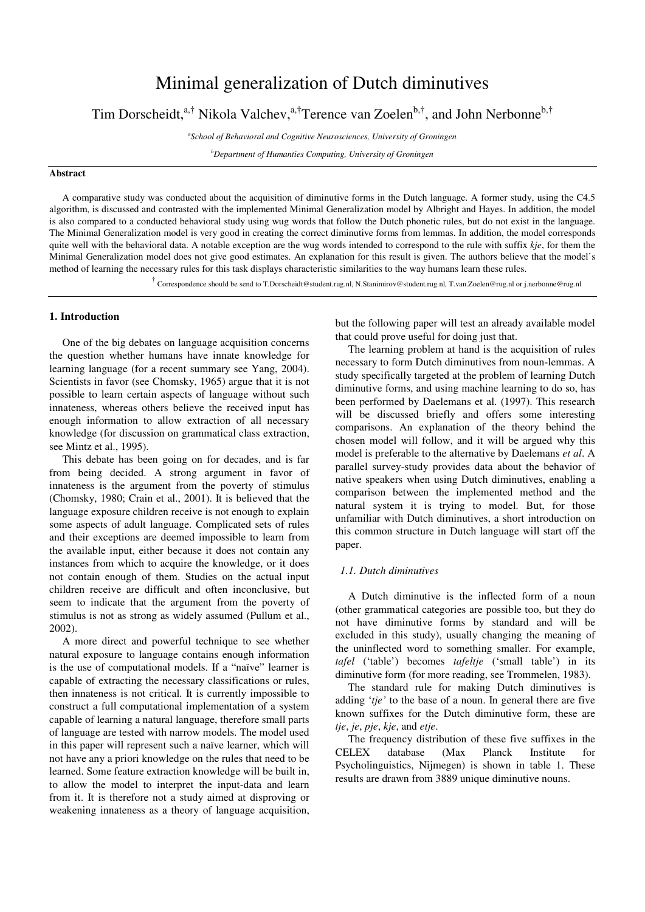# Minimal generalization of Dutch diminutives

Tim Dorscheidt,[a,†] Nikola Valchev,[a,†]Terence van Zoelen[b,†], and John Nerbonne[b,†]

[a]*School of Behavioral and Cognitive Neurosciences, University of Groningen*

[b]*Department of Humanties Computing, University of Groningen*

**Abstract**

A comparative study was conducted about the acquisition of diminutive forms in the Dutch language. A former study, using the C4.5 algorithm, is discussed and contrasted with the implemented Minimal Generalization model by Albright and Hayes. In addition, the model is also compared to a conducted behavioral study using wug words that follow the Dutch phonetic rules, but do not exist in the language. The Minimal Generalization model is very good in creating the correct diminutive forms from lemmas. In addition, the model corresponds quite well with the behavioral data. A notable exception are the wug words intended to correspond to the rule with suffix *kje*, for them the Minimal Generalization model does not give good estimates. An explanation for this result is given. The authors believe that the model's method of learning the necessary rules for this task displays characteristic similarities to the way humans learn these rules.

[†] Correspondence should be send to T.Dorscheidt@student.rug.nl, N.Stanimirov@student.rug.nl, T.van.Zoelen@rug.nl or j.nerbonne@rug.nl

## 1. Introduction

One of the big debates on language acquisition concerns the question whether humans have innate knowledge for learning language (for a recent summary see Yang, 2004). Scientists in favor (see Chomsky, 1965) argue that it is not possible to learn certain aspects of language without such innateness, whereas others believe the received input has enough information to allow extraction of all necessary knowledge (for discussion on grammatical class extraction, see Mintz et al., 1995).

This debate has been going on for decades, and is far from being decided. A strong argument in favor of innateness is the argument from the poverty of stimulus (Chomsky, 1980; Crain et al., 2001). It is believed that the language exposure children receive is not enough to explain some aspects of adult language. Complicated sets of rules and their exceptions are deemed impossible to learn from the available input, either because it does not contain any instances from which to acquire the knowledge, or it does not contain enough of them. Studies on the actual input children receive are difficult and often inconclusive, but seem to indicate that the argument from the poverty of stimulus is not as strong as widely assumed (Pullum et al., 2002).

A more direct and powerful technique to see whether natural exposure to language contains enough information is the use of computational models. If a "naïve" learner is capable of extracting the necessary classifications or rules, then innateness is not critical. It is currently impossible to construct a full computational implementation of a system capable of learning a natural language, therefore small parts of language are tested with narrow models. The model used in this paper will represent such a naïve learner, which will not have any a priori knowledge on the rules that need to be learned. Some feature extraction knowledge will be built in, to allow the model to interpret the input-data and learn from it. It is therefore not a study aimed at disproving or weakening innateness as a theory of language acquisition, but the following paper will test an already available model that could prove useful for doing just that.

The learning problem at hand is the acquisition of rules necessary to form Dutch diminutives from noun-lemmas. A study specifically targeted at the problem of learning Dutch diminutive forms, and using machine learning to do so, has been performed by Daelemans et al. (1997). This research will be discussed briefly and offers some interesting comparisons. An explanation of the theory behind the chosen model will follow, and it will be argued why this model is preferable to the alternative by Daelemans *et al*. A parallel survey-study provides data about the behavior of native speakers when using Dutch diminutives, enabling a comparison between the implemented method and the natural system it is trying to model. But, for those unfamiliar with Dutch diminutives, a short introduction on this common structure in Dutch language will start off the paper.

### *1.1. Dutch diminutives*

A Dutch diminutive is the inflected form of a noun (other grammatical categories are possible too, but they do not have diminutive forms by standard and will be excluded in this study), usually changing the meaning of the uninflected word to something smaller. For example, *tafel* ('table') becomes *tafeltje* ('small table') in its diminutive form (for more reading, see Trommelen, 1983).

The standard rule for making Dutch diminutives is adding '*tje'* to the base of a noun. In general there are five known suffixes for the Dutch diminutive form, these are *tje*, *je*, *pje*, *kje*, and *etje*.

The frequency distribution of these five suffixes in the CELEX database (Max Planck Institute for Psycholinguistics, Nijmegen) is shown in table 1. These results are drawn from 3889 unique diminutive nouns.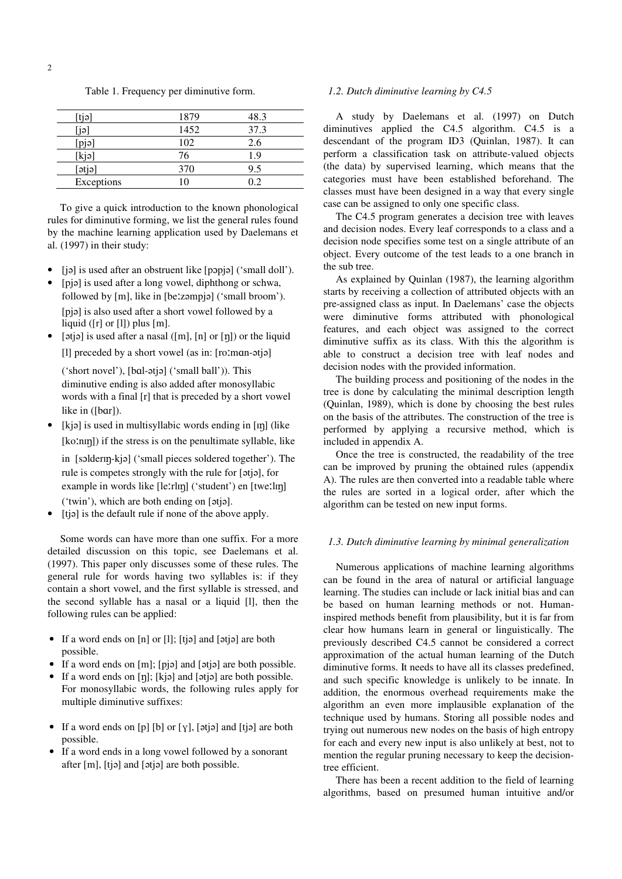Table 1. Frequency per diminutive form.

| | | |
|---|---|---|
| [tjə] | 1879 | 48.3 |
| [jə] | 1452 | 37.3 |
| [pjə] | 102 | 2.6 |
| [kjə] | 76 | 1.9 |
| [ətjə] | 370 | 9.5 |
| Exceptions | 10 | 0.2 |

To give a quick introduction to the known phonological rules for diminutive forming, we list the general rules found by the machine learning application used by Daelemans et al. (1997) in their study:

- [jə] is used after an obstruent like [pɔpjə] ('small doll').
- [pjə] is used after a long vowel, diphthong or schwa, followed by [m], like in [beːzəmpjə] ('small broom'). [pjə] is also used after a short vowel followed by a liquid ([r] or [l]) plus [m].
- [ətjə] is used after a nasal ([m], [n] or [ŋ]) or the liquid [l] preceded by a short vowel (as in: [roːmɑn-ətjə] ('short novel'), [bɑl-ətjə] ('small ball')). This diminutive ending is also added after monosyllabic words with a final [r] that is preceded by a short vowel like in ([bɑr]).
- [kjə] is used in multisyllabic words ending in [ɪŋ] (like [koːnɪŋ]) if the stress is on the penultimate syllable, like in [səldərɪŋ-kjə] ('small pieces soldered together'). The rule is competes strongly with the rule for [ətjə], for example in words like [leːrlɪŋ] ('student') en [tweːlɪŋ] ('twin'), which are both ending on [ətjə].
- [tjə] is the default rule if none of the above apply.

Some words can have more than one suffix. For a more detailed discussion on this topic, see Daelemans et al. (1997). This paper only discusses some of these rules. The general rule for words having two syllables is: if they contain a short vowel, and the first syllable is stressed, and the second syllable has a nasal or a liquid [l], then the following rules can be applied:

- If a word ends on [n] or [l]; [tjə] and [ətjə] are both possible.
- If a word ends on [m]; [pjə] and [ətjə] are both possible.
- If a word ends on [ŋ]; [kjə] and [ətjə] are both possible. For monosyllabic words, the following rules apply for multiple diminutive suffixes:

- If a word ends on [p] [b] or [ɣ], [ətjə] and [tjə] are both possible.
- If a word ends in a long vowel followed by a sonorant after [m], [tjə] and [ətjə] are both possible.

### *1.2. Dutch diminutive learning by C4.5*

A study by Daelemans et al. (1997) on Dutch diminutives applied the C4.5 algorithm. C4.5 is a descendant of the program ID3 (Quinlan, 1987). It can perform a classification task on attribute-valued objects (the data) by supervised learning, which means that the categories must have been established beforehand. The classes must have been designed in a way that every single case can be assigned to only one specific class.

The C4.5 program generates a decision tree with leaves and decision nodes. Every leaf corresponds to a class and a decision node specifies some test on a single attribute of an object. Every outcome of the test leads to a one branch in the sub tree.

As explained by Quinlan (1987), the learning algorithm starts by receiving a collection of attributed objects with an pre-assigned class as input. In Daelemans' case the objects were diminutive forms attributed with phonological features, and each object was assigned to the correct diminutive suffix as its class. With this the algorithm is able to construct a decision tree with leaf nodes and decision nodes with the provided information.

The building process and positioning of the nodes in the tree is done by calculating the minimal description length (Quinlan, 1989), which is done by choosing the best rules on the basis of the attributes. The construction of the tree is performed by applying a recursive method, which is included in appendix A.

Once the tree is constructed, the readability of the tree can be improved by pruning the obtained rules (appendix A). The rules are then converted into a readable table where the rules are sorted in a logical order, after which the algorithm can be tested on new input forms.

### *1.3. Dutch diminutive learning by minimal generalization*

Numerous applications of machine learning algorithms can be found in the area of natural or artificial language learning. The studies can include or lack initial bias and can be based on human learning methods or not. Human-inspired methods benefit from plausibility, but it is far from clear how humans learn in general or linguistically. The previously described C4.5 cannot be considered a correct approximation of the actual human learning of the Dutch diminutive forms. It needs to have all its classes predefined, and such specific knowledge is unlikely to be innate. In addition, the enormous overhead requirements make the algorithm an even more implausible explanation of the technique used by humans. Storing all possible nodes and trying out numerous new nodes on the basis of high entropy for each and every new input is also unlikely at best, not to mention the regular pruning necessary to keep the decision-tree efficient.

There has been a recent addition to the field of learning algorithms, based on presumed human intuitive and/or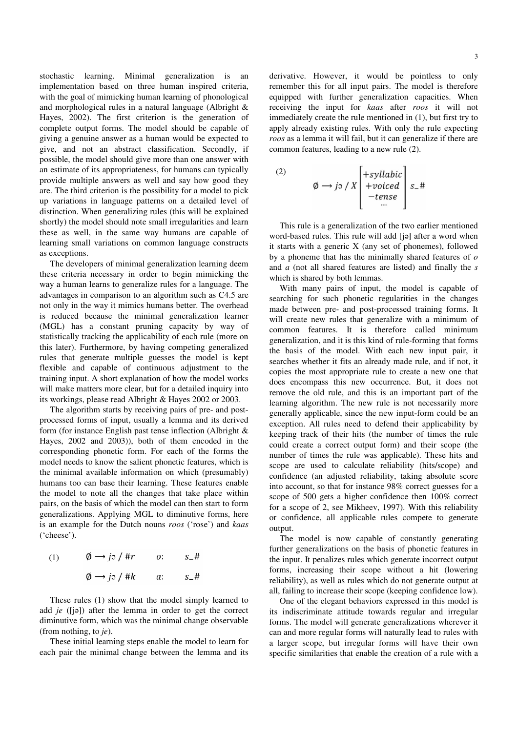stochastic learning. Minimal generalization is an implementation based on three human inspired criteria, with the goal of mimicking human learning of phonological and morphological rules in a natural language (Albright & Hayes, 2002). The first criterion is the generation of complete output forms. The model should be capable of giving a genuine answer as a human would be expected to give, and not an abstract classification. Secondly, if possible, the model should give more than one answer with an estimate of its appropriateness, for humans can typically provide multiple answers as well and say how good they are. The third criterion is the possibility for a model to pick up variations in language patterns on a detailed level of distinction. When generalizing rules (this will be explained shortly) the model should note small irregularities and learn these as well, in the same way humans are capable of learning small variations on common language constructs as exceptions.

The developers of minimal generalization learning deem these criteria necessary in order to begin mimicking the way a human learns to generalize rules for a language. The advantages in comparison to an algorithm such as C4.5 are not only in the way it mimics humans better. The overhead is reduced because the minimal generalization learner (MGL) has a constant pruning capacity by way of statistically tracking the applicability of each rule (more on this later). Furthermore, by having competing generalized rules that generate multiple guesses the model is kept flexible and capable of continuous adjustment to the training input. A short explanation of how the model works will make matters more clear, but for a detailed inquiry into its workings, please read Albright & Hayes 2002 or 2003.

The algorithm starts by receiving pairs of pre- and post-processed forms of input, usually a lemma and its derived form (for instance English past tense inflection (Albright & Hayes, 2002 and 2003)), both of them encoded in the corresponding phonetic form. For each of the forms the model needs to know the salient phonetic features, which is the minimal available information on which (presumably) humans too can base their learning. These features enable the model to note all the changes that take place within pairs, on the basis of which the model can then start to form generalizations. Applying MGL to diminutive forms, here is an example for the Dutch nouns *roos* ('rose') and *kaas* ('cheese').

(1)
$$\emptyset \longrightarrow jə \;/\; \#r \quad o\!: \quad s\_\#$$
$$\emptyset \longrightarrow jə \;/\; \#k \quad a\!: \quad s\_\#$$

These rules (1) show that the model simply learned to add *je* ([jə]) after the lemma in order to get the correct diminutive form, which was the minimal change observable (from nothing, to *je*).

These initial learning steps enable the model to learn for each pair the minimal change between the lemma and its derivative. However, it would be pointless to only remember this for all input pairs. The model is therefore equipped with further generalization capacities. When receiving the input for *kaas* after *roos* it will not immediately create the rule mentioned in (1), but first try to apply already existing rules. With only the rule expecting *roos* as a lemma it will fail, but it can generalize if there are common features, leading to a new rule (2).

(2)
$$\emptyset \longrightarrow jə \;/\; X \begin{bmatrix} +syllabic \\ +voiced \\ -tense \\ \ldots \end{bmatrix} s\_\#$$

This rule is a generalization of the two earlier mentioned word-based rules. This rule will add [jə] after a word when it starts with a generic X (any set of phonemes), followed by a phoneme that has the minimally shared features of *o* and *a* (not all shared features are listed) and finally the *s* which is shared by both lemmas.

With many pairs of input, the model is capable of searching for such phonetic regularities in the changes made between pre- and post-processed training forms. It will create new rules that generalize with a minimum of common features. It is therefore called minimum generalization, and it is this kind of rule-forming that forms the basis of the model. With each new input pair, it searches whether it fits an already made rule, and if not, it copies the most appropriate rule to create a new one that does encompass this new occurrence. But, it does not remove the old rule, and this is an important part of the learning algorithm. The new rule is not necessarily more generally applicable, since the new input-form could be an exception. All rules need to defend their applicability by keeping track of their hits (the number of times the rule could create a correct output form) and their scope (the number of times the rule was applicable). These hits and scope are used to calculate reliability (hits/scope) and confidence (an adjusted reliability, taking absolute score into account, so that for instance 98% correct guesses for a scope of 500 gets a higher confidence then 100% correct for a scope of 2, see Mikheev, 1997). With this reliability or confidence, all applicable rules compete to generate output.

The model is now capable of constantly generating further generalizations on the basis of phonetic features in the input. It penalizes rules which generate incorrect output forms, increasing their scope without a hit (lowering reliability), as well as rules which do not generate output at all, failing to increase their scope (keeping confidence low).

One of the elegant behaviors expressed in this model is its indiscriminate attitude towards regular and irregular forms. The model will generate generalizations wherever it can and more regular forms will naturally lead to rules with a larger scope, but irregular forms will have their own specific similarities that enable the creation of a rule with a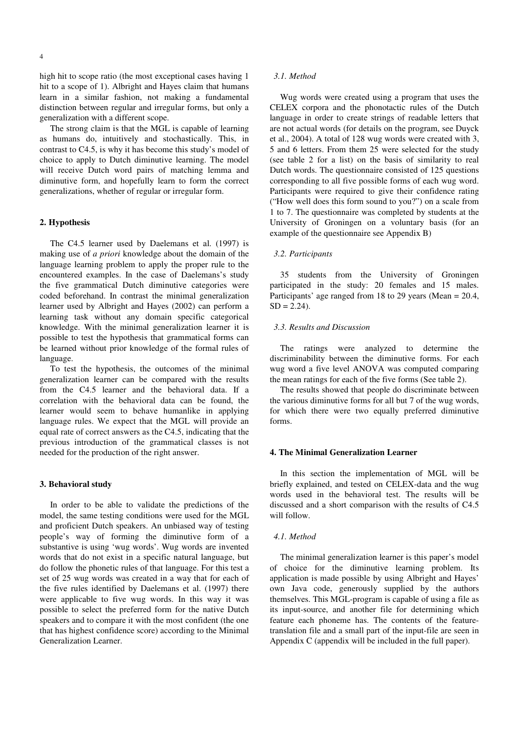high hit to scope ratio (the most exceptional cases having 1 hit to a scope of 1). Albright and Hayes claim that humans learn in a similar fashion, not making a fundamental distinction between regular and irregular forms, but only a generalization with a different scope.

The strong claim is that the MGL is capable of learning as humans do, intuitively and stochastically. This, in contrast to C4.5, is why it has become this study's model of choice to apply to Dutch diminutive learning. The model will receive Dutch word pairs of matching lemma and diminutive form, and hopefully learn to form the correct generalizations, whether of regular or irregular form.

## 2. Hypothesis

The C4.5 learner used by Daelemans et al. (1997) is making use of *a priori* knowledge about the domain of the language learning problem to apply the proper rule to the encountered examples. In the case of Daelemans's study the five grammatical Dutch diminutive categories were coded beforehand. In contrast the minimal generalization learner used by Albright and Hayes (2002) can perform a learning task without any domain specific categorical knowledge. With the minimal generalization learner it is possible to test the hypothesis that grammatical forms can be learned without prior knowledge of the formal rules of language.

To test the hypothesis, the outcomes of the minimal generalization learner can be compared with the results from the C4.5 learner and the behavioral data. If a correlation with the behavioral data can be found, the learner would seem to behave humanlike in applying language rules. We expect that the MGL will provide an equal rate of correct answers as the C4.5, indicating that the previous introduction of the grammatical classes is not needed for the production of the right answer.

## 3. Behavioral study

In order to be able to validate the predictions of the model, the same testing conditions were used for the MGL and proficient Dutch speakers. An unbiased way of testing people's way of forming the diminutive form of a substantive is using 'wug words'. Wug words are invented words that do not exist in a specific natural language, but do follow the phonetic rules of that language. For this test a set of 25 wug words was created in a way that for each of the five rules identified by Daelemans et al. (1997) there were applicable to five wug words. In this way it was possible to select the preferred form for the native Dutch speakers and to compare it with the most confident (the one that has highest confidence score) according to the Minimal Generalization Learner.

### *3.1. Method*

Wug words were created using a program that uses the CELEX corpora and the phonotactic rules of the Dutch language in order to create strings of readable letters that are not actual words (for details on the program, see Duyck et al., 2004). A total of 128 wug words were created with 3, 5 and 6 letters. From them 25 were selected for the study (see table 2 for a list) on the basis of similarity to real Dutch words. The questionnaire consisted of 125 questions corresponding to all five possible forms of each wug word. Participants were required to give their confidence rating ("How well does this form sound to you?") on a scale from 1 to 7. The questionnaire was completed by students at the University of Groningen on a voluntary basis (for an example of the questionnaire see Appendix B)

### *3.2. Participants*

35 students from the University of Groningen participated in the study: 20 females and 15 males. Participants' age ranged from 18 to 29 years (Mean = 20.4, SD = 2.24).

### *3.3. Results and Discussion*

The ratings were analyzed to determine the discriminability between the diminutive forms. For each wug word a five level ANOVA was computed comparing the mean ratings for each of the five forms (See table 2).

The results showed that people do discriminate between the various diminutive forms for all but 7 of the wug words, for which there were two equally preferred diminutive forms.

## 4. The Minimal Generalization Learner

In this section the implementation of MGL will be briefly explained, and tested on CELEX-data and the wug words used in the behavioral test. The results will be discussed and a short comparison with the results of C4.5 will follow.

### *4.1. Method*

The minimal generalization learner is this paper's model of choice for the diminutive learning problem. Its application is made possible by using Albright and Hayes' own Java code, generously supplied by the authors themselves. This MGL-program is capable of using a file as its input-source, and another file for determining which feature each phoneme has. The contents of the feature-translation file and a small part of the input-file are seen in Appendix C (appendix will be included in the full paper).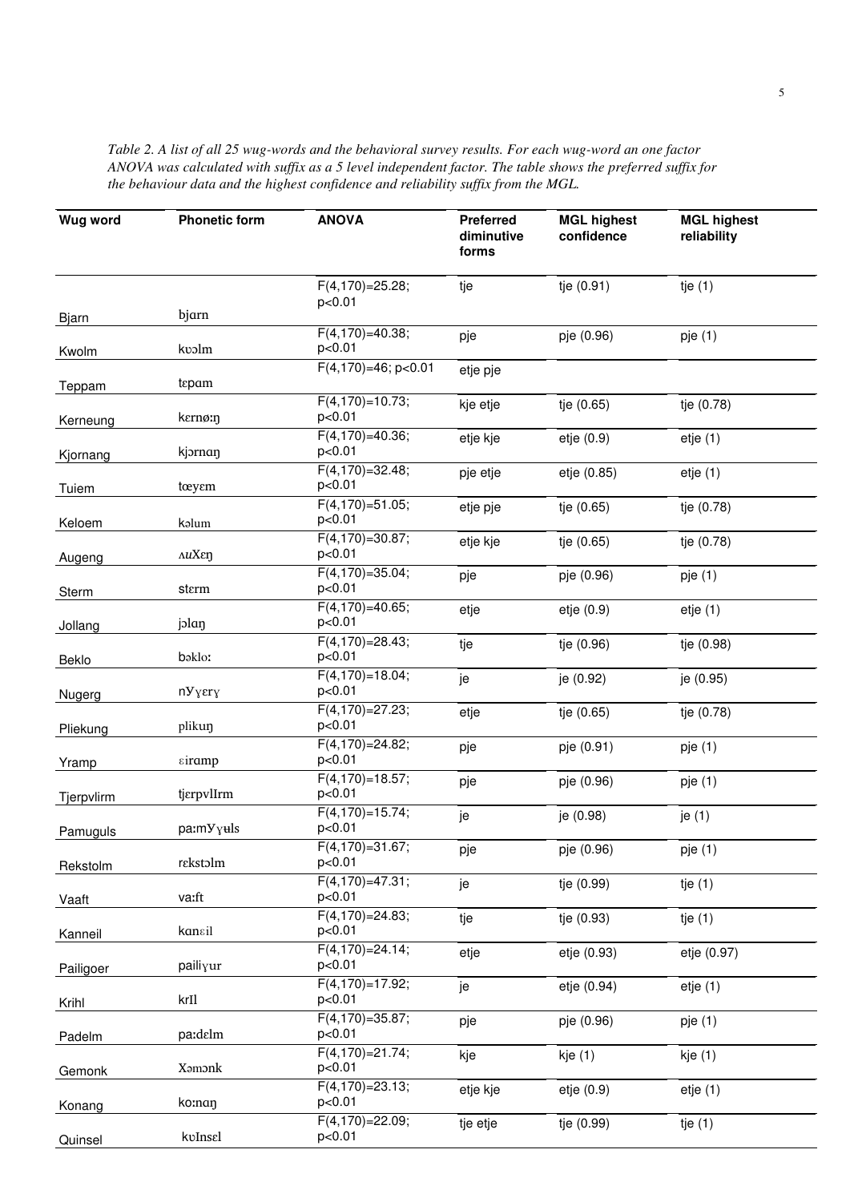*Table 2. A list of all 25 wug-words and the behavioral survey results. For each wug-word an one factor ANOVA was calculated with suffix as a 5 level independent factor. The table shows the preferred suffix for the behaviour data and the highest confidence and reliability suffix from the MGL.*

| Wug word | Phonetic form | ANOVA | Preferred diminutive forms | MGL highest confidence | MGL highest reliability |
|---|---|---|---|---|---|
| Bjarn | bjɑrn | $F(4,170)=25.28$; $p<0.01$ | tje | tje (0.91) | tje (1) |
| Kwolm | kʋɔlm | $F(4,170)=40.38$; $p<0.01$ | pje | pje (0.96) | pje (1) |
| Teppam | tɛpɑm | $F(4,170)=46$; $p<0.01$ | etje pje | | |
| Kerneung | kɛrnø:ŋ | $F(4,170)=10.73$; $p<0.01$ | kje etje | tje (0.65) | tje (0.78) |
| Kjornang | kjɔrnɑŋ | $F(4,170)=40.36$; $p<0.01$ | etje kje | etje (0.9) | etje (1) |
| Tuiem | tœyɛm | $F(4,170)=32.48$; $p<0.01$ | pje etje | etje (0.85) | etje (1) |
| Keloem | kəlum | $F(4,170)=51.05$; $p<0.01$ | etje pje | tje (0.65) | tje (0.78) |
| Augeng | ʌuXɛŋ | $F(4,170)=30.87$; $p<0.01$ | etje kje | tje (0.65) | tje (0.78) |
| Sterm | stɛrm | $F(4,170)=35.04$; $p<0.01$ | pje | pje (0.96) | pje (1) |
| Jollang | jɔlɑŋ | $F(4,170)=40.65$; $p<0.01$ | etje | etje (0.9) | etje (1) |
| Beklo | bəklo: | $F(4,170)=28.43$; $p<0.01$ | tje | tje (0.96) | tje (0.98) |
| Nugerg | nʏɣɛrɣ | $F(4,170)=18.04$; $p<0.01$ | je | je (0.92) | je (0.95) |
| Pliekung | plikuŋ | $F(4,170)=27.23$; $p<0.01$ | etje | tje (0.65) | tje (0.78) |
| Yramp | ɛirɑmp | $F(4,170)=24.82$; $p<0.01$ | pje | pje (0.91) | pje (1) |
| Tjerpvlirm | tjɛrpvlIrm | $F(4,170)=18.57$; $p<0.01$ | pje | pje (0.96) | pje (1) |
| Pamuguls | pa:mʏɣʉls | $F(4,170)=15.74$; $p<0.01$ | je | je (0.98) | je (1) |
| Rekstolm | rɛkstɔlm | $F(4,170)=31.67$; $p<0.01$ | pje | pje (0.96) | pje (1) |
| Vaaft | va:ft | $F(4,170)=47.31$; $p<0.01$ | je | tje (0.99) | tje (1) |
| Kanneil | kɑnɛil | $F(4,170)=24.83$; $p<0.01$ | tje | tje (0.93) | tje (1) |
| Pailigoer | pailiɣur | $F(4,170)=24.14$; $p<0.01$ | etje | etje (0.93) | etje (0.97) |
| Krihl | krIl | $F(4,170)=17.92$; $p<0.01$ | je | etje (0.94) | etje (1) |
| Padelm | pa:dɛlm | $F(4,170)=35.87$; $p<0.01$ | pje | pje (0.96) | pje (1) |
| Gemonk | Xəmɔnk | $F(4,170)=21.74$; $p<0.01$ | kje | kje (1) | kje (1) |
| Konang | ko:nɑŋ | $F(4,170)=23.13$; $p<0.01$ | etje kje | etje (0.9) | etje (1) |
| Quinsel | kʋInsɛl | $F(4,170)=22.09$; $p<0.01$ | tje etje | tje (0.99) | tje (1) |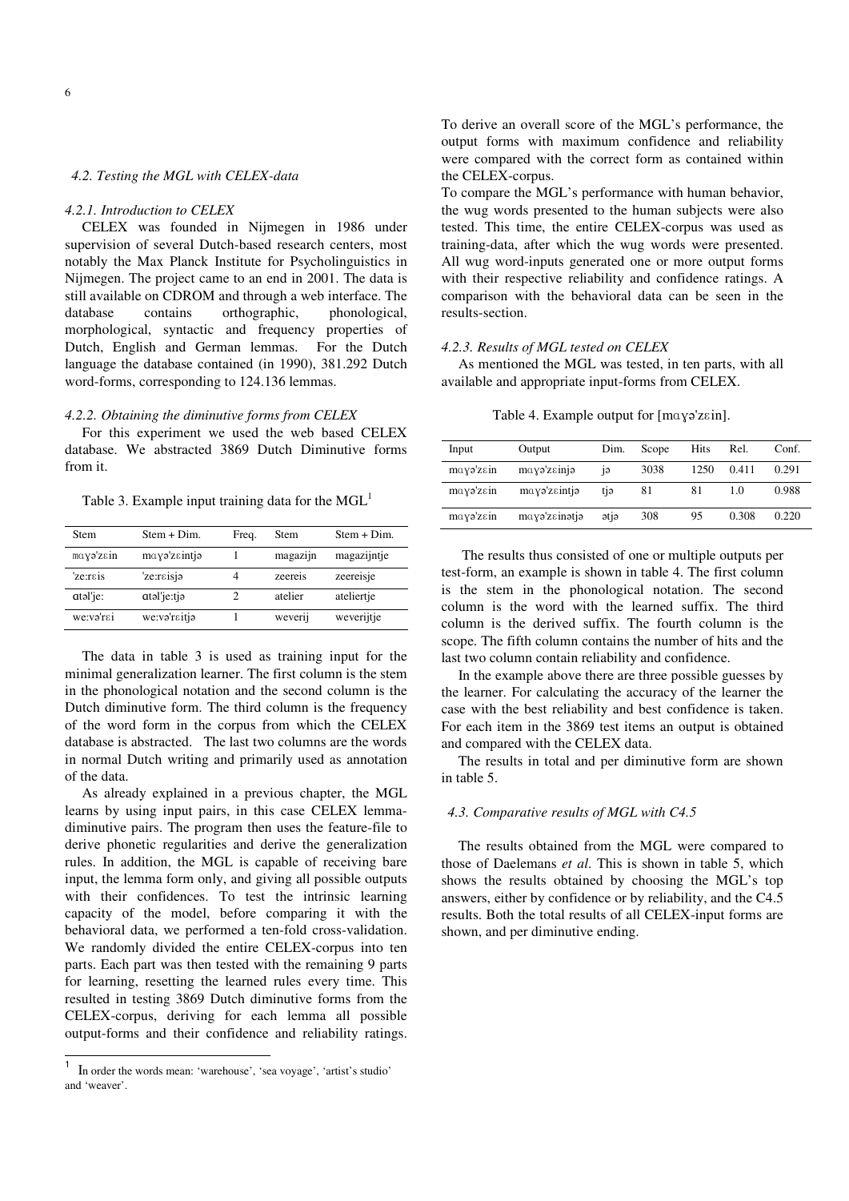#### 4.2. Testing the MGL with CELEX-data

##### 4.2.1. Introduction to CELEX

CELEX was founded in Nijmegen in 1986 under supervision of several Dutch-based research centers, most notably the Max Planck Institute for Psycholinguistics in Nijmegen. The project came to an end in 2001. The data is still available on CDROM and through a web interface. The database contains orthographic, phonological, morphological, syntactic and frequency properties of Dutch, English and German lemmas. For the Dutch language the database contained (in 1990), 381.292 Dutch word-forms, corresponding to 124.136 lemmas.

##### 4.2.2. Obtaining the diminutive forms from CELEX

For this experiment we used the web based CELEX database. We abstracted 3869 Dutch Diminutive forms from it.

Table 3. Example input training data for the MGL[1]

| Stem | Stem + Dim. | Freq. | Stem | Stem + Dim. |
|---|---|---|---|---|
| mɑɣə'zɛin | mɑɣə'zɛintjə | 1 | magazijn | magazijntje |
| 'ze:rɛis | 'ze:rɛisjə | 4 | zeereis | zeereisje |
| ɑtəl'je: | ɑtəl'je:tjə | 2 | atelier | ateliertje |
| we:və'rɛi | we:və'rɛitjə | 1 | weverij | weverijtje |

The data in table 3 is used as training input for the minimal generalization learner. The first column is the stem in the phonological notation and the second column is the Dutch diminutive form. The third column is the frequency of the word form in the corpus from which the CELEX database is abstracted. The last two columns are the words in normal Dutch writing and primarily used as annotation of the data.

As already explained in a previous chapter, the MGL learns by using input pairs, in this case CELEX lemma-diminutive pairs. The program then uses the feature-file to derive phonetic regularities and derive the generalization rules. In addition, the MGL is capable of receiving bare input, the lemma form only, and giving all possible outputs with their confidences. To test the intrinsic learning capacity of the model, before comparing it with the behavioral data, we performed a ten-fold cross-validation. We randomly divided the entire CELEX-corpus into ten parts. Each part was then tested with the remaining 9 parts for learning, resetting the learned rules every time. This resulted in testing 3869 Dutch diminutive forms from the CELEX-corpus, deriving for each lemma all possible output-forms and their confidence and reliability ratings.

[1] In order the words mean: 'warehouse', 'sea voyage', 'artist's studio' and 'weaver'.

To derive an overall score of the MGL's performance, the output forms with maximum confidence and reliability were compared with the correct form as contained within the CELEX-corpus.

To compare the MGL's performance with human behavior, the wug words presented to the human subjects were also tested. This time, the entire CELEX-corpus was used as training-data, after which the wug words were presented. All wug word-inputs generated one or more output forms with their respective reliability and confidence ratings. A comparison with the behavioral data can be seen in the results-section.

##### 4.2.3. Results of MGL tested on CELEX

As mentioned the MGL was tested, in ten parts, with all available and appropriate input-forms from CELEX.

Table 4. Example output for [mɑɣə'zɛin].

| Input | Output | Dim. | Scope | Hits | Rel. | Conf. |
|---|---|---|---|---|---|---|
| mɑɣə'zɛin | mɑɣə'zɛinjə | jə | 3038 | 1250 | 0.411 | 0.291 |
| mɑɣə'zɛin | mɑɣə'zɛintjə | tjə | 81 | 81 | 1.0 | 0.988 |
| mɑɣə'zɛin | mɑɣə'zɛinətjə | ətjə | 308 | 95 | 0.308 | 0.220 |

The results thus consisted of one or multiple outputs per test-form, an example is shown in table 4. The first column is the stem in the phonological notation. The second column is the word with the learned suffix. The third column is the derived suffix. The fourth column is the scope. The fifth column contains the number of hits and the last two column contain reliability and confidence.

In the example above there are three possible guesses by the learner. For calculating the accuracy of the learner the case with the best reliability and best confidence is taken. For each item in the 3869 test items an output is obtained and compared with the CELEX data.

The results in total and per diminutive form are shown in table 5.

#### 4.3. Comparative results of MGL with C4.5

The results obtained from the MGL were compared to those of Daelemans *et al*. This is shown in table 5, which shows the results obtained by choosing the MGL's top answers, either by confidence or by reliability, and the C4.5 results. Both the total results of all CELEX-input forms are shown, and per diminutive ending.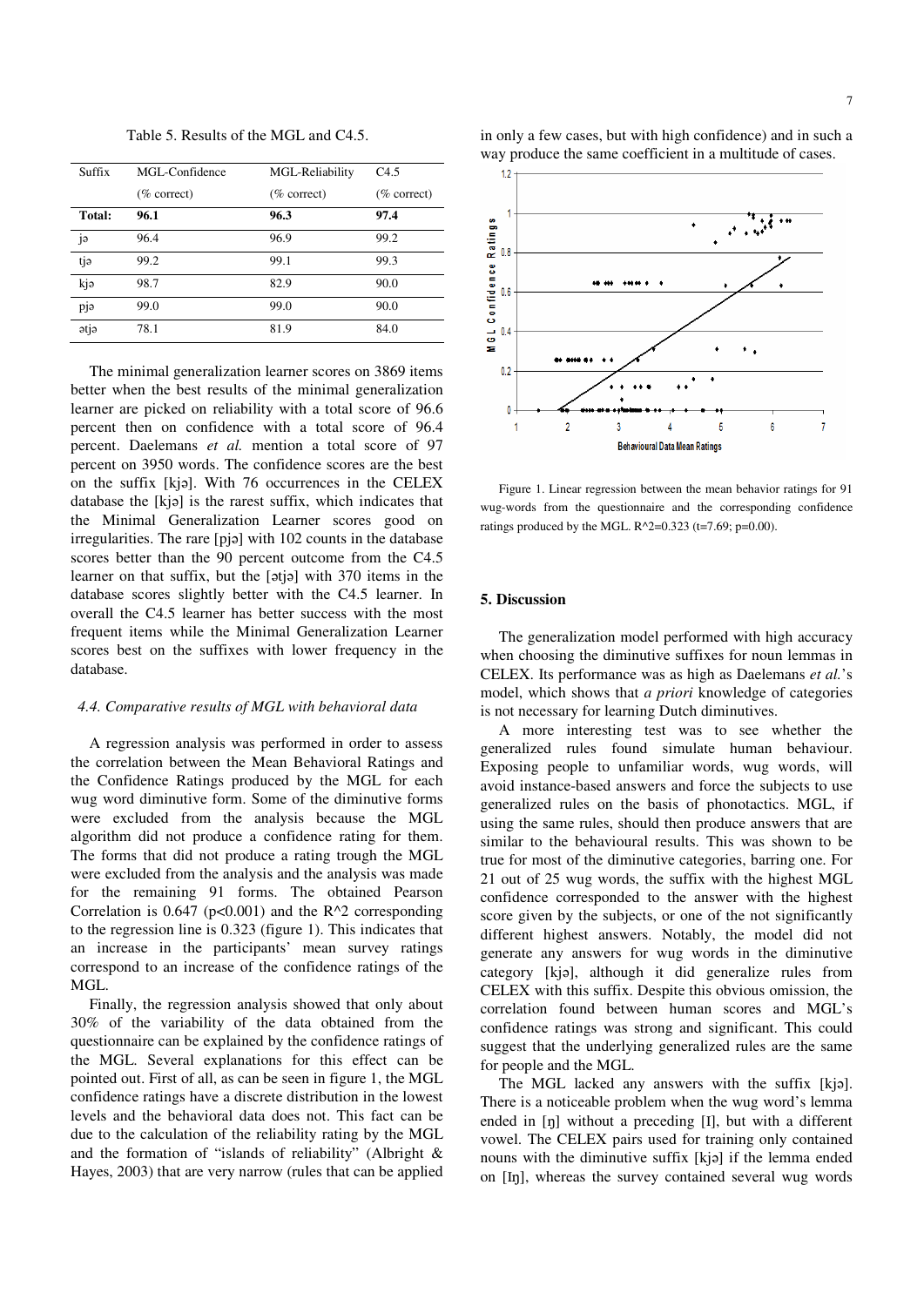Table 5. Results of the MGL and C4.5.

| Suffix | MGL-Confidence (% correct) | MGL-Reliability (% correct) | C4.5 (% correct) |
|---|---|---|---|
| **Total:** | **96.1** | **96.3** | **97.4** |
| jə | 96.4 | 96.9 | 99.2 |
| tjə | 99.2 | 99.1 | 99.3 |
| kjə | 98.7 | 82.9 | 90.0 |
| pjə | 99.0 | 99.0 | 90.0 |
| ətjə | 78.1 | 81.9 | 84.0 |

The minimal generalization learner scores on 3869 items better when the best results of the minimal generalization learner are picked on reliability with a total score of 96.6 percent then on confidence with a total score of 96.4 percent. Daelemans *et al.* mention a total score of 97 percent on 3950 words. The confidence scores are the best on the suffix [kjə]. With 76 occurrences in the CELEX database the [kjə] is the rarest suffix, which indicates that the Minimal Generalization Learner scores good on irregularities. The rare [pjə] with 102 counts in the database scores better than the 90 percent outcome from the C4.5 learner on that suffix, but the [ətjə] with 370 items in the database scores slightly better with the C4.5 learner. In overall the C4.5 learner has better success with the most frequent items while the Minimal Generalization Learner scores best on the suffixes with lower frequency in the database.

### 4.4. Comparative results of MGL with behavioral data

A regression analysis was performed in order to assess the correlation between the Mean Behavioral Ratings and the Confidence Ratings produced by the MGL for each wug word diminutive form. Some of the diminutive forms were excluded from the analysis because the MGL algorithm did not produce a confidence rating for them. The forms that did not produce a rating trough the MGL were excluded from the analysis and the analysis was made for the remaining 91 forms. The obtained Pearson Correlation is 0.647 ($p<0.001$) and the $R^2$ corresponding to the regression line is 0.323 (figure 1). This indicates that an increase in the participants' mean survey ratings correspond to an increase of the confidence ratings of the MGL.

Finally, the regression analysis showed that only about 30% of the variability of the data obtained from the questionnaire can be explained by the confidence ratings of the MGL. Several explanations for this effect can be pointed out. First of all, as can be seen in figure 1, the MGL confidence ratings have a discrete distribution in the lowest levels and the behavioral data does not. This fact can be due to the calculation of the reliability rating by the MGL and the formation of "islands of reliability" (Albright & Hayes, 2003) that are very narrow (rules that can be applied in only a few cases, but with high confidence) and in such a way produce the same coefficient in a multitude of cases.

MGL Confidence Ratings
Behavioural Data Mean Ratings
1.2
1
0.8
0.6
0.4
0.2
0
1 2 3 4 5 6 7

Figure 1. Linear regression between the mean behavior ratings for 91 wug-words from the questionnaire and the corresponding confidence ratings produced by the MGL. $R^2=0.323$ ($t=7.69$; $p=0.00$).

## 5. Discussion

The generalization model performed with high accuracy when choosing the diminutive suffixes for noun lemmas in CELEX. Its performance was as high as Daelemans *et al.*'s model, which shows that *a priori* knowledge of categories is not necessary for learning Dutch diminutives.

A more interesting test was to see whether the generalized rules found simulate human behaviour. Exposing people to unfamiliar words, wug words, will avoid instance-based answers and force the subjects to use generalized rules on the basis of phonotactics. MGL, if using the same rules, should then produce answers that are similar to the behavioural results. This was shown to be true for most of the diminutive categories, barring one. For 21 out of 25 wug words, the suffix with the highest MGL confidence corresponded to the answer with the highest score given by the subjects, or one of the not significantly different highest answers. Notably, the model did not generate any answers for wug words in the diminutive category [kjə], although it did generalize rules from CELEX with this suffix. Despite this obvious omission, the correlation found between human scores and MGL's confidence ratings was strong and significant. This could suggest that the underlying generalized rules are the same for people and the MGL.

The MGL lacked any answers with the suffix [kjə]. There is a noticeable problem when the wug word's lemma ended in [ŋ] without a preceding [I], but with a different vowel. The CELEX pairs used for training only contained nouns with the diminutive suffix [kjə] if the lemma ended on [Iŋ], whereas the survey contained several wug words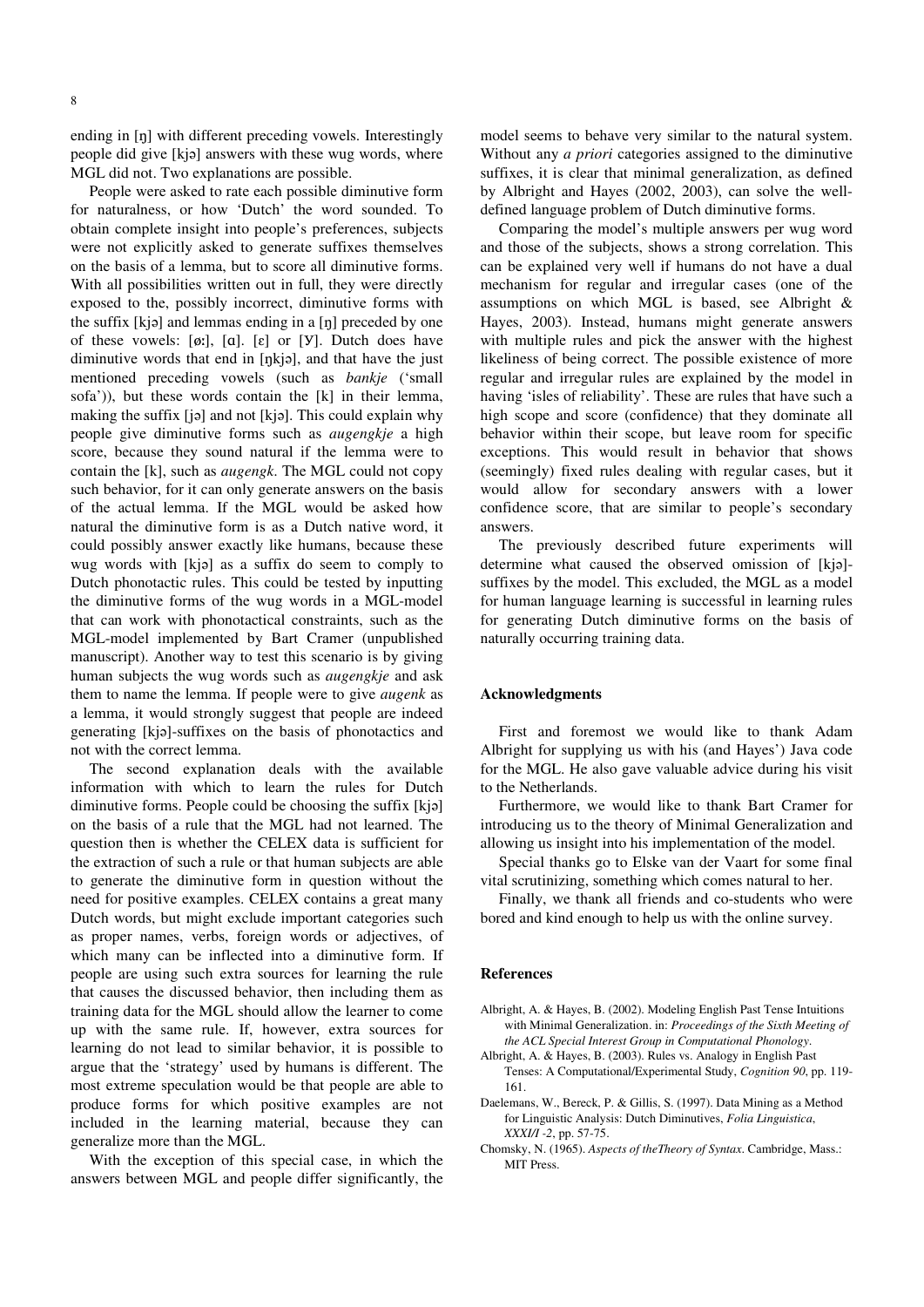ending in [ŋ] with different preceding vowels. Interestingly people did give [kjə] answers with these wug words, where MGL did not. Two explanations are possible.

People were asked to rate each possible diminutive form for naturalness, or how 'Dutch' the word sounded. To obtain complete insight into people's preferences, subjects were not explicitly asked to generate suffixes themselves on the basis of a lemma, but to score all diminutive forms. With all possibilities written out in full, they were directly exposed to the, possibly incorrect, diminutive forms with the suffix [kjə] and lemmas ending in a [ŋ] preceded by one of these vowels: [øː], [ɑ]. [ɛ] or [ʏ]. Dutch does have diminutive words that end in [ŋkjə], and that have the just mentioned preceding vowels (such as *bankje* ('small sofa')), but these words contain the [k] in their lemma, making the suffix [jə] and not [kjə]. This could explain why people give diminutive forms such as *augengkje* a high score, because they sound natural if the lemma were to contain the [k], such as *augengk*. The MGL could not copy such behavior, for it can only generate answers on the basis of the actual lemma. If the MGL would be asked how natural the diminutive form is as a Dutch native word, it could possibly answer exactly like humans, because these wug words with [kjə] as a suffix do seem to comply to Dutch phonotactic rules. This could be tested by inputting the diminutive forms of the wug words in a MGL-model that can work with phonotactical constraints, such as the MGL-model implemented by Bart Cramer (unpublished manuscript). Another way to test this scenario is by giving human subjects the wug words such as *augengkje* and ask them to name the lemma. If people were to give *augenk* as a lemma, it would strongly suggest that people are indeed generating [kjə]-suffixes on the basis of phonotactics and not with the correct lemma.

The second explanation deals with the available information with which to learn the rules for Dutch diminutive forms. People could be choosing the suffix [kjə] on the basis of a rule that the MGL had not learned. The question then is whether the CELEX data is sufficient for the extraction of such a rule or that human subjects are able to generate the diminutive form in question without the need for positive examples. CELEX contains a great many Dutch words, but might exclude important categories such as proper names, verbs, foreign words or adjectives, of which many can be inflected into a diminutive form. If people are using such extra sources for learning the rule that causes the discussed behavior, then including them as training data for the MGL should allow the learner to come up with the same rule. If, however, extra sources for learning do not lead to similar behavior, it is possible to argue that the 'strategy' used by humans is different. The most extreme speculation would be that people are able to produce forms for which positive examples are not included in the learning material, because they can generalize more than the MGL.

With the exception of this special case, in which the answers between MGL and people differ significantly, the model seems to behave very similar to the natural system. Without any *a priori* categories assigned to the diminutive suffixes, it is clear that minimal generalization, as defined by Albright and Hayes (2002, 2003), can solve the well-defined language problem of Dutch diminutive forms.

Comparing the model's multiple answers per wug word and those of the subjects, shows a strong correlation. This can be explained very well if humans do not have a dual mechanism for regular and irregular cases (one of the assumptions on which MGL is based, see Albright & Hayes, 2003). Instead, humans might generate answers with multiple rules and pick the answer with the highest likeliness of being correct. The possible existence of more regular and irregular rules are explained by the model in having 'isles of reliability'. These are rules that have such a high scope and score (confidence) that they dominate all behavior within their scope, but leave room for specific exceptions. This would result in behavior that shows (seemingly) fixed rules dealing with regular cases, but it would allow for secondary answers with a lower confidence score, that are similar to people's secondary answers.

The previously described future experiments will determine what caused the observed omission of [kjə]-suffixes by the model. This excluded, the MGL as a model for human language learning is successful in learning rules for generating Dutch diminutive forms on the basis of naturally occurring training data.

## Acknowledgments

First and foremost we would like to thank Adam Albright for supplying us with his (and Hayes') Java code for the MGL. He also gave valuable advice during his visit to the Netherlands.

Furthermore, we would like to thank Bart Cramer for introducing us to the theory of Minimal Generalization and allowing us insight into his implementation of the model.

Special thanks go to Elske van der Vaart for some final vital scrutinizing, something which comes natural to her.

Finally, we thank all friends and co-students who were bored and kind enough to help us with the online survey.

## References

Albright, A. & Hayes, B. (2002). Modeling English Past Tense Intuitions with Minimal Generalization. in: *Proceedings of the Sixth Meeting of the ACL Special Interest Group in Computational Phonology*.

Albright, A. & Hayes, B. (2003). Rules vs. Analogy in English Past Tenses: A Computational/Experimental Study, *Cognition 90*, pp. 119-161.

Daelemans, W., Bereck, P. & Gillis, S. (1997). Data Mining as a Method for Linguistic Analysis: Dutch Diminutives, *Folia Linguistica*, *XXXI/1 -2*, pp. 57-75.

Chomsky, N. (1965). *Aspects of theTheory of Syntax*. Cambridge, Mass.: MIT Press.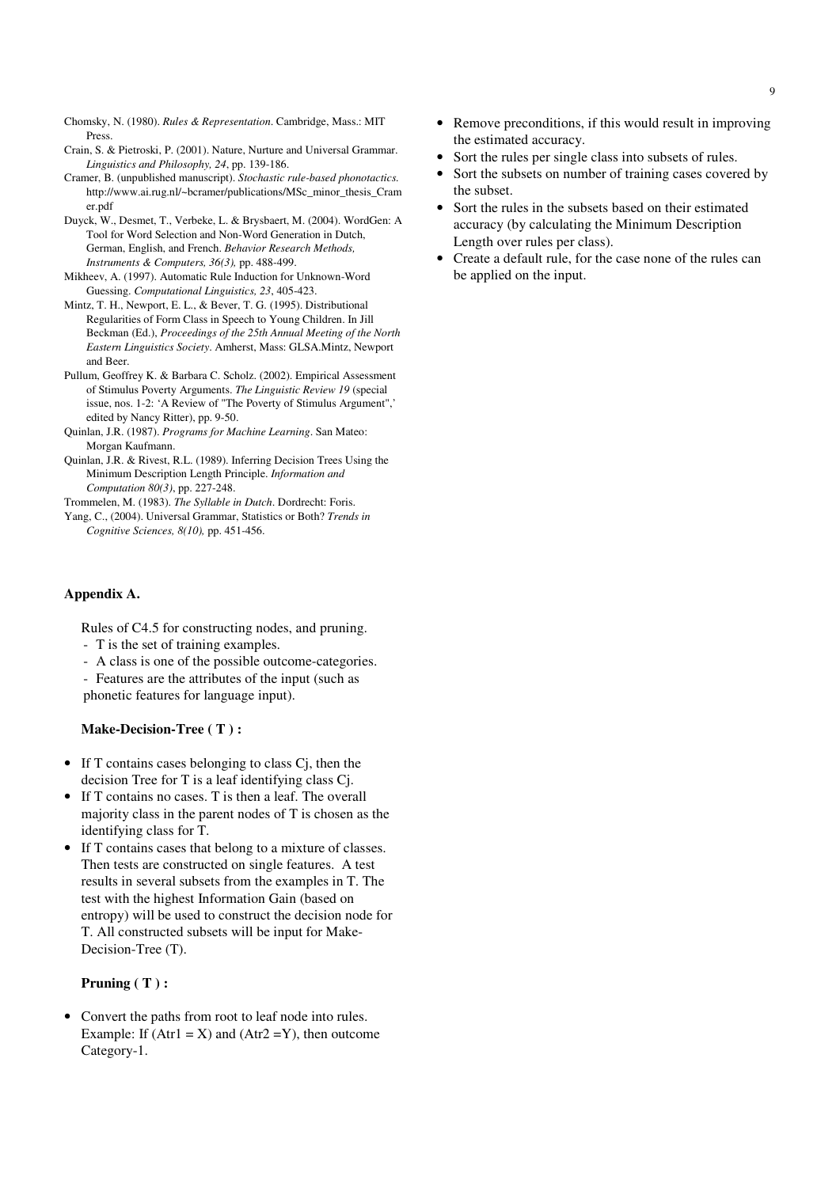Chomsky, N. (1980). *Rules & Representation*. Cambridge, Mass.: MIT Press.

Crain, S. & Pietroski, P. (2001). Nature, Nurture and Universal Grammar. *Linguistics and Philosophy, 24*, pp. 139-186.

Cramer, B. (unpublished manuscript). *Stochastic rule-based phonotactics.* http://www.ai.rug.nl/~bcramer/publications/MSc_minor_thesis_Cramer.pdf

Duyck, W., Desmet, T., Verbeke, L. & Brysbaert, M. (2004). WordGen: A Tool for Word Selection and Non-Word Generation in Dutch, German, English, and French. *Behavior Research Methods, Instruments & Computers, 36(3),* pp. 488-499.

Mikheev, A. (1997). Automatic Rule Induction for Unknown-Word Guessing. *Computational Linguistics, 23*, 405-423.

Mintz, T. H., Newport, E. L., & Bever, T. G. (1995). Distributional Regularities of Form Class in Speech to Young Children. In Jill Beckman (Ed.), *Proceedings of the 25th Annual Meeting of the North Eastern Linguistics Society*. Amherst, Mass: GLSA.Mintz, Newport and Beer.

Pullum, Geoffrey K. & Barbara C. Scholz. (2002). Empirical Assessment of Stimulus Poverty Arguments. *The Linguistic Review 19* (special issue, nos. 1-2: 'A Review of "The Poverty of Stimulus Argument",' edited by Nancy Ritter), pp. 9-50.

Quinlan, J.R. (1987). *Programs for Machine Learning*. San Mateo: Morgan Kaufmann.

Quinlan, J.R. & Rivest, R.L. (1989). Inferring Decision Trees Using the Minimum Description Length Principle. *Information and Computation 80(3)*, pp. 227-248.

Trommelen, M. (1983). *The Syllable in Dutch*. Dordrecht: Foris.

Yang, C., (2004). Universal Grammar, Statistics or Both? *Trends in Cognitive Sciences, 8(10),* pp. 451-456.

## Appendix A.

Rules of C4.5 for constructing nodes, and pruning.

- T is the set of training examples.
- A class is one of the possible outcome-categories.
- Features are the attributes of the input (such as phonetic features for language input).

**Make-Decision-Tree ( T ) :**

- If T contains cases belonging to class Cj, then the decision Tree for T is a leaf identifying class Cj.
- If T contains no cases. T is then a leaf. The overall majority class in the parent nodes of T is chosen as the identifying class for T.
- If T contains cases that belong to a mixture of classes. Then tests are constructed on single features. A test results in several subsets from the examples in T. The test with the highest Information Gain (based on entropy) will be used to construct the decision node for T. All constructed subsets will be input for Make-Decision-Tree (T).

**Pruning ( T ) :**

- Convert the paths from root to leaf node into rules. Example: If (Atr1 = X) and (Atr2 =Y), then outcome Category-1.
- Remove preconditions, if this would result in improving the estimated accuracy.
- Sort the rules per single class into subsets of rules.
- Sort the subsets on number of training cases covered by the subset.
- Sort the rules in the subsets based on their estimated accuracy (by calculating the Minimum Description Length over rules per class).
- Create a default rule, for the case none of the rules can be applied on the input.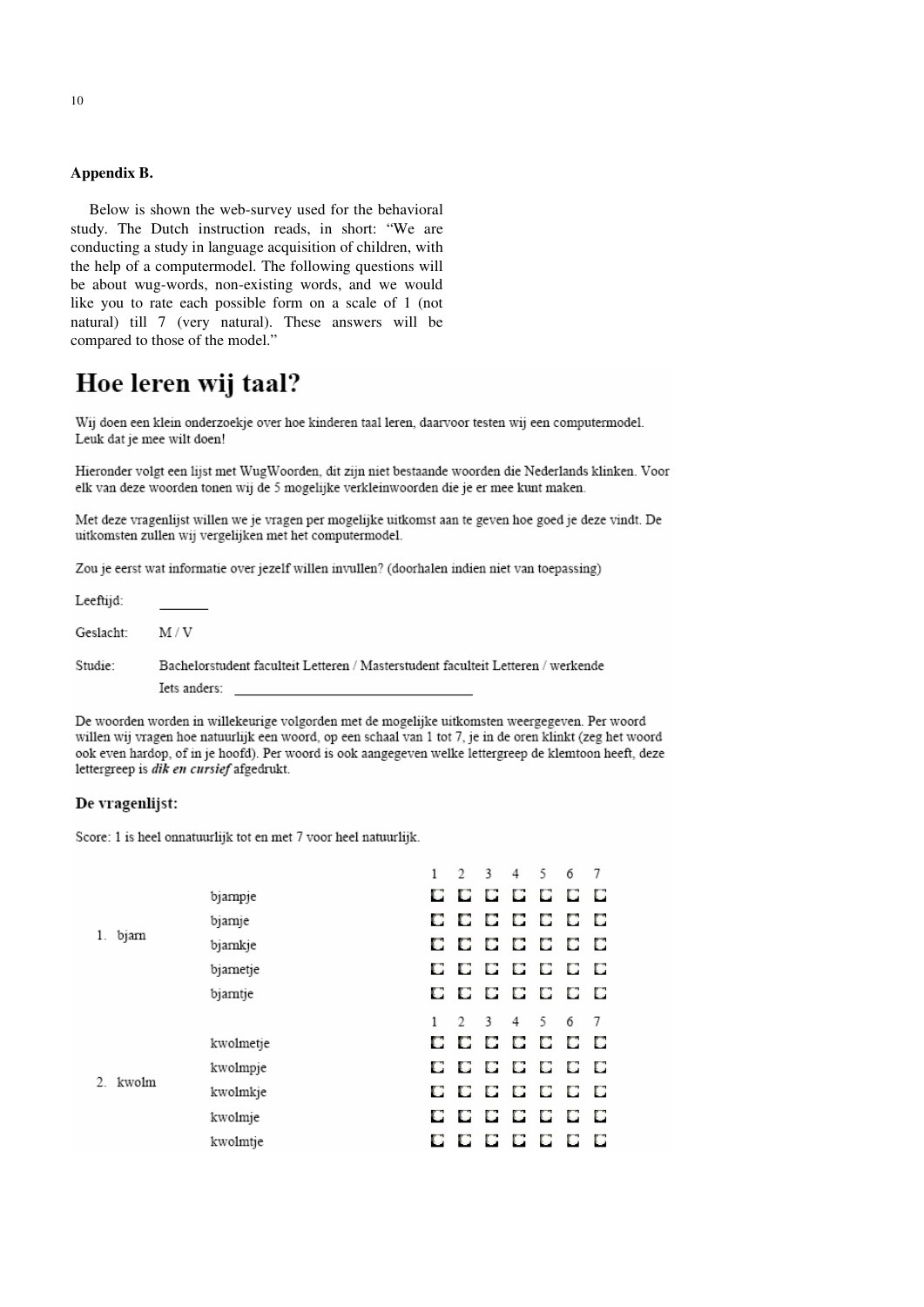**Appendix B.**

Below is shown the web-survey used for the behavioral study. The Dutch instruction reads, in short: "We are conducting a study in language acquisition of children, with the help of a computermodel. The following questions will be about wug-words, non-existing words, and we would like you to rate each possible form on a scale of 1 (not natural) till 7 (very natural). These answers will be compared to those of the model."

# Hoe leren wij taal?

Wij doen een klein onderzoekje over hoe kinderen taal leren, daarvoor testen wij een computermodel. Leuk dat je mee wilt doen!

Hieronder volgt een lijst met WugWoorden, dit zijn niet bestaande woorden die Nederlands klinken. Voor elk van deze woorden tonen wij de 5 mogelijke verkleinwoorden die je er mee kunt maken.

Met deze vragenlijst willen we je vragen per mogelijke uitkomst aan te geven hoe goed je deze vindt. De uitkomsten zullen wij vergelijken met het computermodel.

Zou je eerst wat informatie over jezelf willen invullen? (doorhalen indien niet van toepassing)

Leeftijd: _______

Geslacht: M / V

Studie: Bachelorstudent faculteit Letteren / Masterstudent faculteit Letteren / werkende

Iets anders: ________________________________

De woorden worden in willekeurige volgorden met de mogelijke uitkomsten weergegeven. Per woord willen wij vragen hoe natuurlijk een woord, op een schaal van 1 tot 7, je in de oren klinkt (zeg het woord ook even hardop, of in je hoofd). Per woord is ook aangegeven welke lettergreep de klemtoon heeft, deze lettergreep is ***dik en cursief*** afgedrukt.

### De vragenlijst:

Score: 1 is heel onnatuurlijk tot en met 7 voor heel natuurlijk.

| | | 1 | 2 | 3 | 4 | 5 | 6 | 7 |
|---|---|---|---|---|---|---|---|---|
| 1. bjarn | bjarnpje | ☐ | ☐ | ☐ | ☐ | ☐ | ☐ | ☐ |
| | bjarnje | ☐ | ☐ | ☐ | ☐ | ☐ | ☐ | ☐ |
| | bjarnkje | ☐ | ☐ | ☐ | ☐ | ☐ | ☐ | ☐ |
| | bjarnetje | ☐ | ☐ | ☐ | ☐ | ☐ | ☐ | ☐ |
| | bjarntje | ☐ | ☐ | ☐ | ☐ | ☐ | ☐ | ☐ |

| | | 1 | 2 | 3 | 4 | 5 | 6 | 7 |
|---|---|---|---|---|---|---|---|---|
| 2. kwolm | kwolmetje | ☐ | ☐ | ☐ | ☐ | ☐ | ☐ | ☐ |
| | kwolmpje | ☐ | ☐ | ☐ | ☐ | ☐ | ☐ | ☐ |
| | kwolmkje | ☐ | ☐ | ☐ | ☐ | ☐ | ☐ | ☐ |
| | kwolmje | ☐ | ☐ | ☐ | ☐ | ☐ | ☐ | ☐ |
| | kwolmtje | ☐ | ☐ | ☐ | ☐ | ☐ | ☐ | ☐ |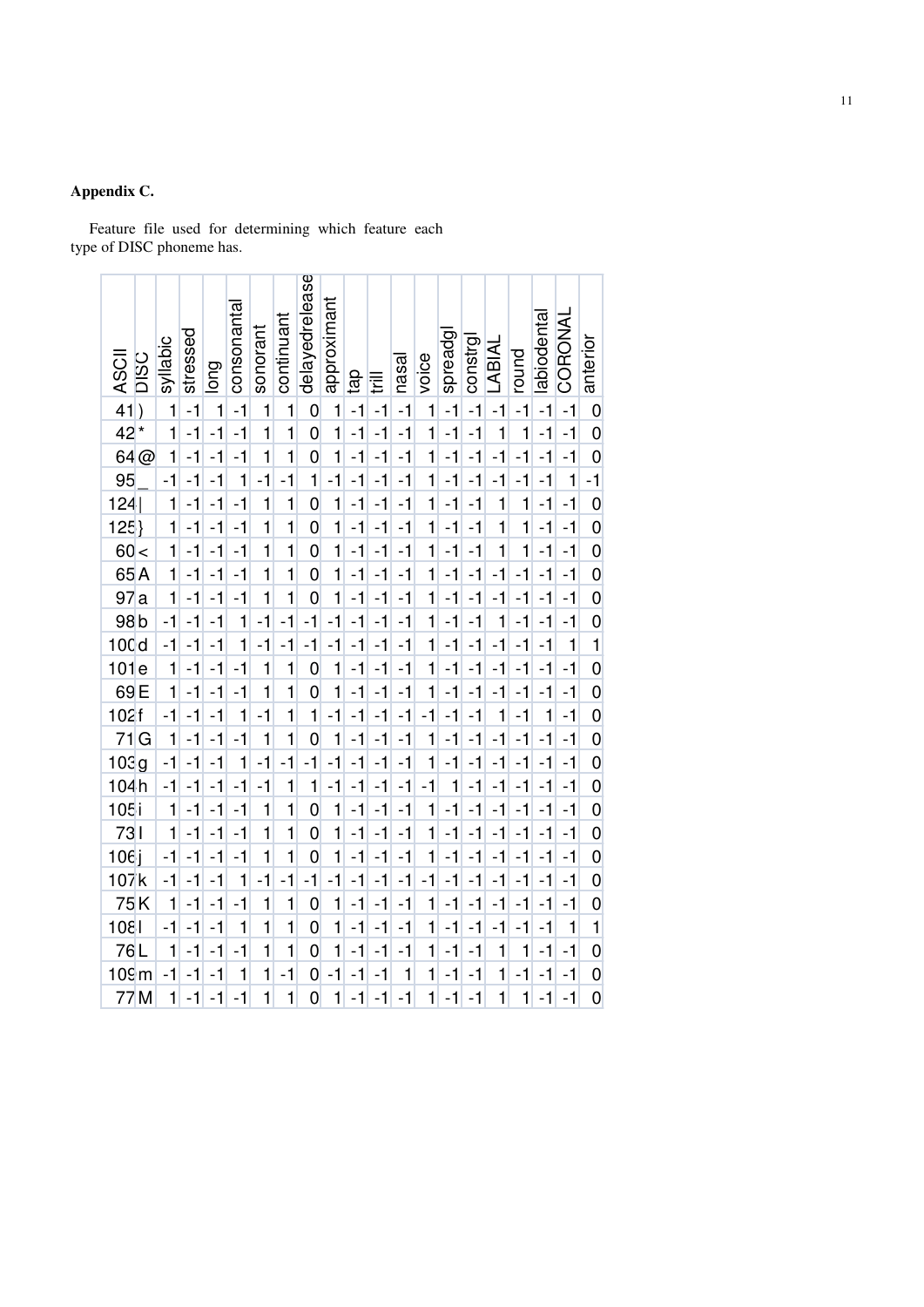## Appendix C.

Feature file used for determining which feature each type of DISC phoneme has.

| ASCII | DISC | syllabic | stressed | long | consonantal | sonorant | continuant | delayedrelease | approximant | tap | trill | nasal | voice | spreadgl | constrgl | LABIAL | round | labiodental | CORONAL | anterior |
|---|---|---|---|---|---|---|---|---|---|---|---|---|---|---|---|---|---|---|---|---|
| 41 | ) | 1 | -1 | 1 | -1 | 1 | 1 | 0 | 1 | -1 | -1 | -1 | 1 | -1 | -1 | -1 | -1 | -1 | -1 | 0 |
| 42 | * | 1 | -1 | -1 | -1 | 1 | 1 | 0 | 1 | -1 | -1 | -1 | 1 | -1 | -1 | 1 | 1 | -1 | -1 | 0 |
| 64 | @ | 1 | -1 | -1 | -1 | 1 | 1 | 0 | 1 | -1 | -1 | -1 | 1 | -1 | -1 | -1 | -1 | -1 | -1 | 0 |
| 95 | _ | -1 | -1 | -1 | 1 | -1 | -1 | 1 | -1 | -1 | -1 | -1 | 1 | -1 | -1 | -1 | -1 | -1 | 1 | -1 |
| 124 | \| | 1 | -1 | -1 | -1 | 1 | 1 | 0 | 1 | -1 | -1 | -1 | 1 | -1 | -1 | 1 | 1 | -1 | -1 | 0 |
| 125 | } | 1 | -1 | -1 | -1 | 1 | 1 | 0 | 1 | -1 | -1 | -1 | 1 | -1 | -1 | 1 | 1 | -1 | -1 | 0 |
| 60 | < | 1 | -1 | -1 | -1 | 1 | 1 | 0 | 1 | -1 | -1 | -1 | 1 | -1 | -1 | 1 | 1 | -1 | -1 | 0 |
| 65 | A | 1 | -1 | -1 | -1 | 1 | 1 | 0 | 1 | -1 | -1 | -1 | 1 | -1 | -1 | -1 | -1 | -1 | -1 | 0 |
| 97 | a | 1 | -1 | -1 | -1 | 1 | 1 | 0 | 1 | -1 | -1 | -1 | 1 | -1 | -1 | -1 | -1 | -1 | -1 | 0 |
| 98 | b | -1 | -1 | -1 | 1 | -1 | -1 | -1 | -1 | -1 | -1 | -1 | 1 | -1 | -1 | 1 | -1 | -1 | -1 | 0 |
| 100 | d | -1 | -1 | -1 | 1 | -1 | -1 | -1 | -1 | -1 | -1 | -1 | 1 | -1 | -1 | -1 | -1 | -1 | 1 | 1 |
| 101 | e | 1 | -1 | -1 | -1 | 1 | 1 | 0 | 1 | -1 | -1 | -1 | 1 | -1 | -1 | -1 | -1 | -1 | -1 | 0 |
| 69 | E | 1 | -1 | -1 | -1 | 1 | 1 | 0 | 1 | -1 | -1 | -1 | 1 | -1 | -1 | -1 | -1 | -1 | -1 | 0 |
| 102 | f | -1 | -1 | -1 | 1 | -1 | 1 | 1 | -1 | -1 | -1 | -1 | -1 | -1 | -1 | 1 | -1 | 1 | -1 | 0 |
| 71 | G | 1 | -1 | -1 | -1 | 1 | 1 | 0 | 1 | -1 | -1 | -1 | 1 | -1 | -1 | -1 | -1 | -1 | -1 | 0 |
| 103 | g | -1 | -1 | -1 | 1 | -1 | -1 | -1 | -1 | -1 | -1 | -1 | 1 | -1 | -1 | -1 | -1 | -1 | -1 | 0 |
| 104 | h | -1 | -1 | -1 | -1 | -1 | 1 | 1 | -1 | -1 | -1 | -1 | -1 | 1 | -1 | -1 | -1 | -1 | -1 | 0 |
| 105 | i | 1 | -1 | -1 | -1 | 1 | 1 | 0 | 1 | -1 | -1 | -1 | 1 | -1 | -1 | -1 | -1 | -1 | -1 | 0 |
| 73 | I | 1 | -1 | -1 | -1 | 1 | 1 | 0 | 1 | -1 | -1 | -1 | 1 | -1 | -1 | -1 | -1 | -1 | -1 | 0 |
| 106 | j | -1 | -1 | -1 | -1 | 1 | 1 | 0 | 1 | -1 | -1 | -1 | 1 | -1 | -1 | -1 | -1 | -1 | -1 | 0 |
| 107 | k | -1 | -1 | -1 | 1 | -1 | -1 | -1 | -1 | -1 | -1 | -1 | -1 | -1 | -1 | -1 | -1 | -1 | -1 | 0 |
| 75 | K | 1 | -1 | -1 | -1 | 1 | 1 | 0 | 1 | -1 | -1 | -1 | 1 | -1 | -1 | -1 | -1 | -1 | -1 | 0 |
| 108 | l | -1 | -1 | -1 | 1 | 1 | 1 | 0 | 1 | -1 | -1 | -1 | 1 | -1 | -1 | -1 | -1 | -1 | 1 | 1 |
| 76 | L | 1 | -1 | -1 | -1 | 1 | 1 | 0 | 1 | -1 | -1 | -1 | 1 | -1 | -1 | 1 | 1 | -1 | -1 | 0 |
| 109 | m | -1 | -1 | -1 | 1 | 1 | -1 | 0 | -1 | -1 | -1 | 1 | 1 | -1 | -1 | 1 | -1 | -1 | -1 | 0 |
| 77 | M | 1 | -1 | -1 | -1 | 1 | 1 | 0 | 1 | -1 | -1 | -1 | 1 | -1 | -1 | 1 | 1 | -1 | -1 | 0 |